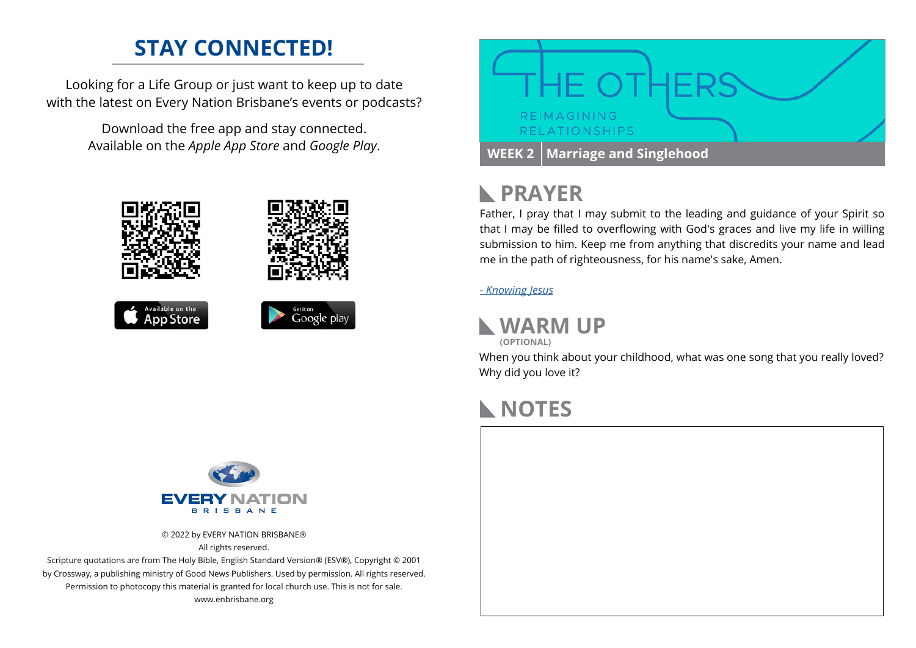# STAY CONNECTED!

Looking for a Life Group or just want to keep up to date with the latest on Every Nation Brisbane's events or podcasts?

Download the free app and stay connected. Available on the *Apple App Store* and *Google Play*.

Available on the App Store

Get it on Google play

EVERY NATION BRISBANE

© 2022 by EVERY NATION BRISBANE®
All rights reserved.
Scripture quotations are from The Holy Bible, English Standard Version® (ESV®), Copyright © 2001 by Crossway, a publishing ministry of Good News Publishers. Used by permission. All rights reserved.
Permission to photocopy this material is granted for local church use. This is not for sale.
www.enbrisbane.org

# THE OTHERS
REIMAGINING RELATIONSHIPS

**WEEK 2** | **Marriage and Singlehood**

## PRAYER

Father, I pray that I may submit to the leading and guidance of your Spirit so that I may be filled to overflowing with God's graces and live my life in willing submission to him. Keep me from anything that discredits your name and lead me in the path of righteousness, for his name's sake, Amen.

*- Knowing Jesus*

## WARM UP
**(OPTIONAL)**

When you think about your childhood, what was one song that you really loved? Why did you love it?

## NOTES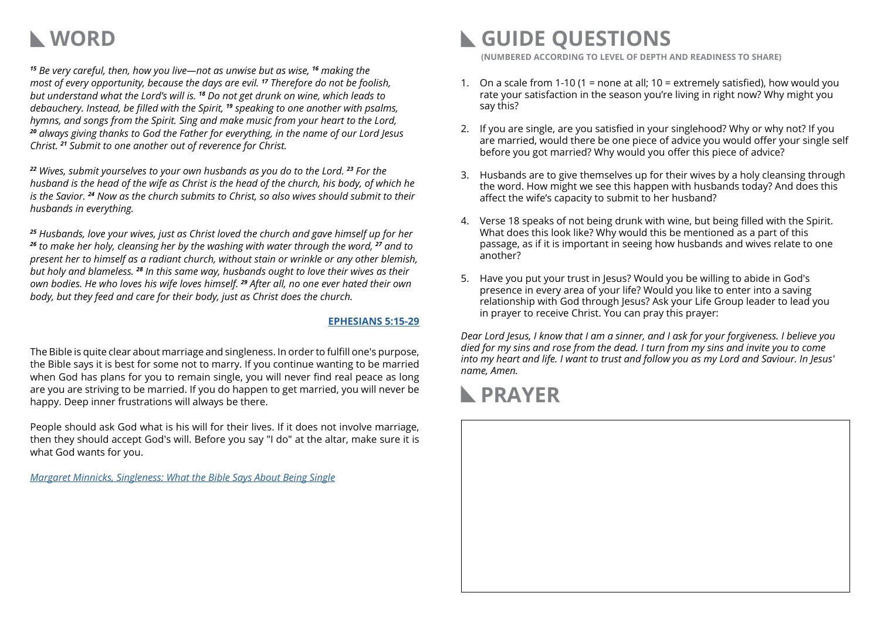## WORD

*[15] Be very careful, then, how you live—not as unwise but as wise, [16] making the most of every opportunity, because the days are evil. [17] Therefore do not be foolish, but understand what the Lord's will is. [18] Do not get drunk on wine, which leads to debauchery. Instead, be filled with the Spirit, [19] speaking to one another with psalms, hymns, and songs from the Spirit. Sing and make music from your heart to the Lord, [20] always giving thanks to God the Father for everything, in the name of our Lord Jesus Christ. [21] Submit to one another out of reverence for Christ.*

*[22] Wives, submit yourselves to your own husbands as you do to the Lord. [23] For the husband is the head of the wife as Christ is the head of the church, his body, of which he is the Savior. [24] Now as the church submits to Christ, so also wives should submit to their husbands in everything.*

*[25] Husbands, love your wives, just as Christ loved the church and gave himself up for her [26] to make her holy, cleansing her by the washing with water through the word, [27] and to present her to himself as a radiant church, without stain or wrinkle or any other blemish, but holy and blameless. [28] In this same way, husbands ought to love their wives as their own bodies. He who loves his wife loves himself. [29] After all, no one ever hated their own body, but they feed and care for their body, just as Christ does the church.*

**EPHESIANS 5:15-29**

The Bible is quite clear about marriage and singleness. In order to fulfill one's purpose, the Bible says it is best for some not to marry. If you continue wanting to be married when God has plans for you to remain single, you will never find real peace as long are you are striving to be married. If you do happen to get married, you will never be happy. Deep inner frustrations will always be there.

People should ask God what is his will for their lives. If it does not involve marriage, then they should accept God's will. Before you say "I do" at the altar, make sure it is what God wants for you.

*Margaret Minnicks, Singleness: What the Bible Says About Being Single*

## GUIDE QUESTIONS

**(NUMBERED ACCORDING TO LEVEL OF DEPTH AND READINESS TO SHARE)**

1. On a scale from 1-10 (1 = none at all; 10 = extremely satisfied), how would you rate your satisfaction in the season you're living in right now? Why might you say this?
2. If you are single, are you satisfied in your singlehood? Why or why not? If you are married, would there be one piece of advice you would offer your single self before you got married? Why would you offer this piece of advice?
3. Husbands are to give themselves up for their wives by a holy cleansing through the word. How might we see this happen with husbands today? And does this affect the wife's capacity to submit to her husband?
4. Verse 18 speaks of not being drunk with wine, but being filled with the Spirit. What does this look like? Why would this be mentioned as a part of this passage, as if it is important in seeing how husbands and wives relate to one another?
5. Have you put your trust in Jesus? Would you be willing to abide in God's presence in every area of your life? Would you like to enter into a saving relationship with God through Jesus? Ask your Life Group leader to lead you in prayer to receive Christ. You can pray this prayer:

*Dear Lord Jesus, I know that I am a sinner, and I ask for your forgiveness. I believe you died for my sins and rose from the dead. I turn from my sins and invite you to come into my heart and life. I want to trust and follow you as my Lord and Saviour. In Jesus' name, Amen.*

## PRAYER